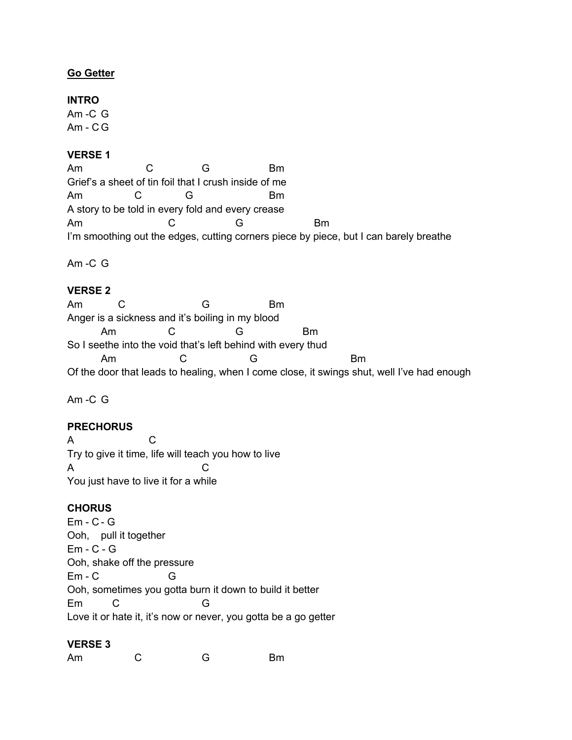**<u>Go Getter</u>**

**INTRO**

```
Am -C  G
Am - C G
```

**VERSE 1**

```
Am                    C                G                    Bm
Grief's a sheet of tin foil that I crush inside of me
Am                 C              G                         Bm
A story to be told in every fold and every crease
Am                              C                    G                       Bm
I'm smoothing out the edges, cutting corners piece by piece, but I can barely breathe
```

```
Am -C  G
```

**VERSE 2**

```
Am            C                          G                   Bm
Anger is a sickness and it's boiling in my blood
          Am                 C                    G                   Bm
So I seethe into the void that's left behind with every thud
          Am                     C                    G                             Bm
Of the door that leads to healing, when I come close, it swings shut, well I've had enough
```

```
Am -C  G
```

**PRECHORUS**

```
A                      C
Try to give it time, life will teach you how to live
A                                        C
You just have to live it for a while
```

**CHORUS**

```
Em - C - G
Ooh,    pull it together
Em - C - G
Ooh, shake off the pressure
Em - C                      G
Ooh, sometimes you gotta burn it down to build it better
Em          C                          G
Love it or hate it, it's now or never, you gotta be a go getter
```

**VERSE 3**

```
Am                 C                    G                    Bm
```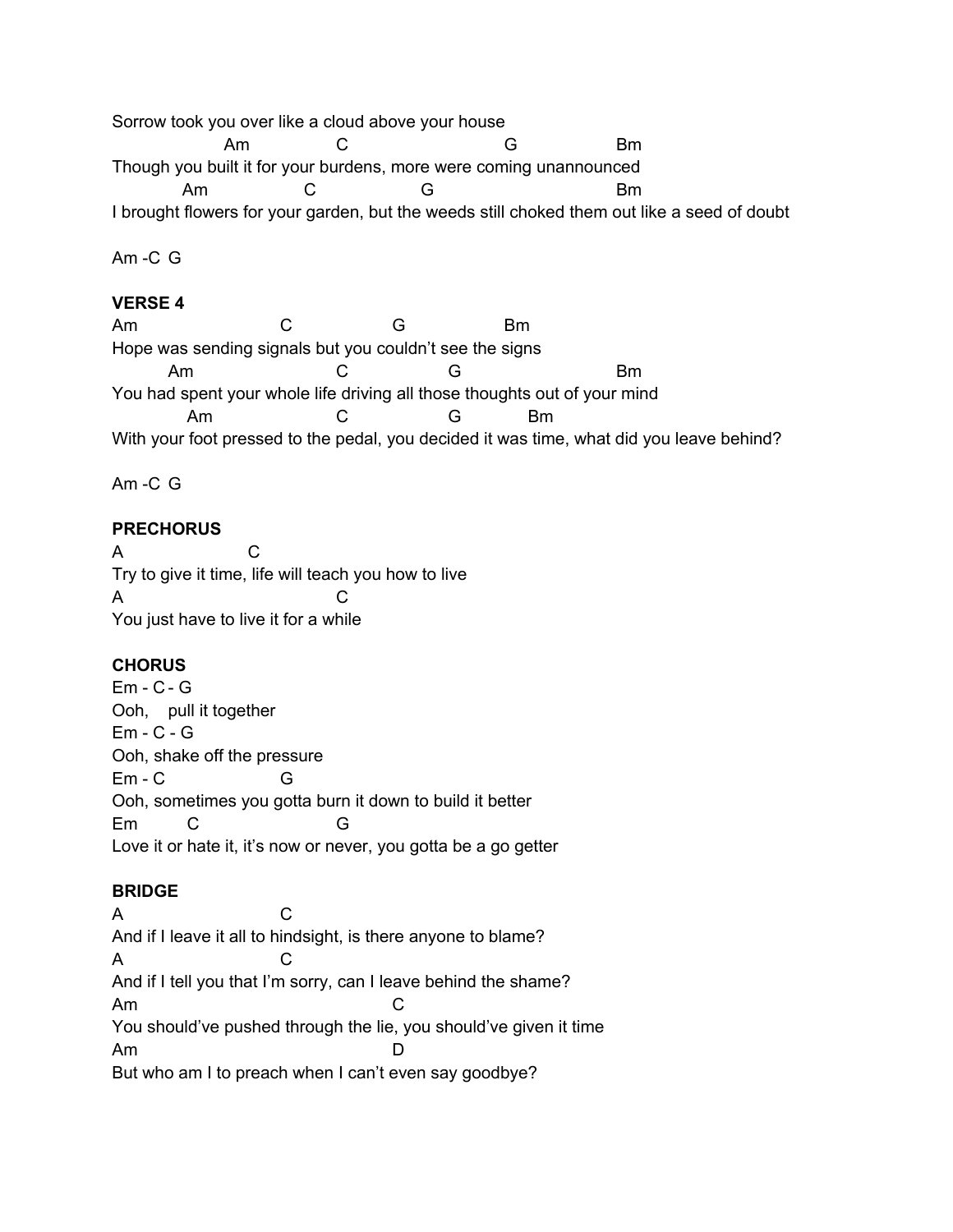```
Sorrow took you over like a cloud above your house
                   Am              C                        G                 Bm
Though you built it for your burdens, more were coming unannounced
            Am              C                 G                             Bm
I brought flowers for your garden, but the weeds still choked them out like a seed of doubt

Am -C  G
```

**VERSE 4**

```
Am                      C                 G                 Bm
Hope was sending signals but you couldn't see the signs
         Am                        C                 G                      Bm
You had spent your whole life driving all those thoughts out of your mind
            Am                     C                 G            Bm
With your foot pressed to the pedal, you decided it was time, what did you leave behind?

Am -C  G
```

**PRECHORUS**

```
A                    C
Try to give it time, life will teach you how to live
A                                  C
You just have to live it for a while
```

**CHORUS**

```
Em - C - G
Ooh,    pull it together
Em - C - G
Ooh, shake off the pressure
Em - C                    G
Ooh, sometimes you gotta burn it down to build it better
Em          C                        G
Love it or hate it, it's now or never, you gotta be a go getter
```

**BRIDGE**

```
A                           C
And if I leave it all to hindsight, is there anyone to blame?
A                           C
And if I tell you that I'm sorry, can I leave behind the shame?
Am                                          C
You should've pushed through the lie, you should've given it time
Am                                          D
But who am I to preach when I can't even say goodbye?
```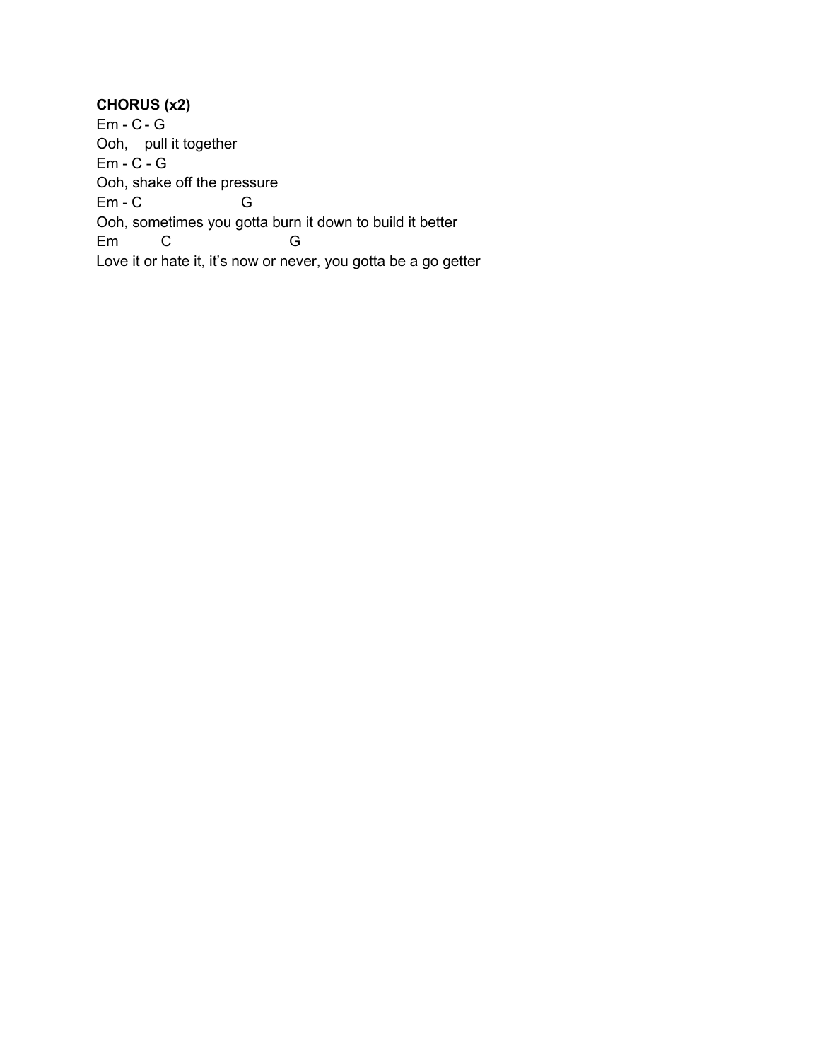**CHORUS (x2)**

```
Em - C - G
Ooh,    pull it together
Em - C - G
Ooh, shake off the pressure
Em - C                    G
Ooh, sometimes you gotta burn it down to build it better
Em        C                       G
Love it or hate it, it's now or never, you gotta be a go getter
```